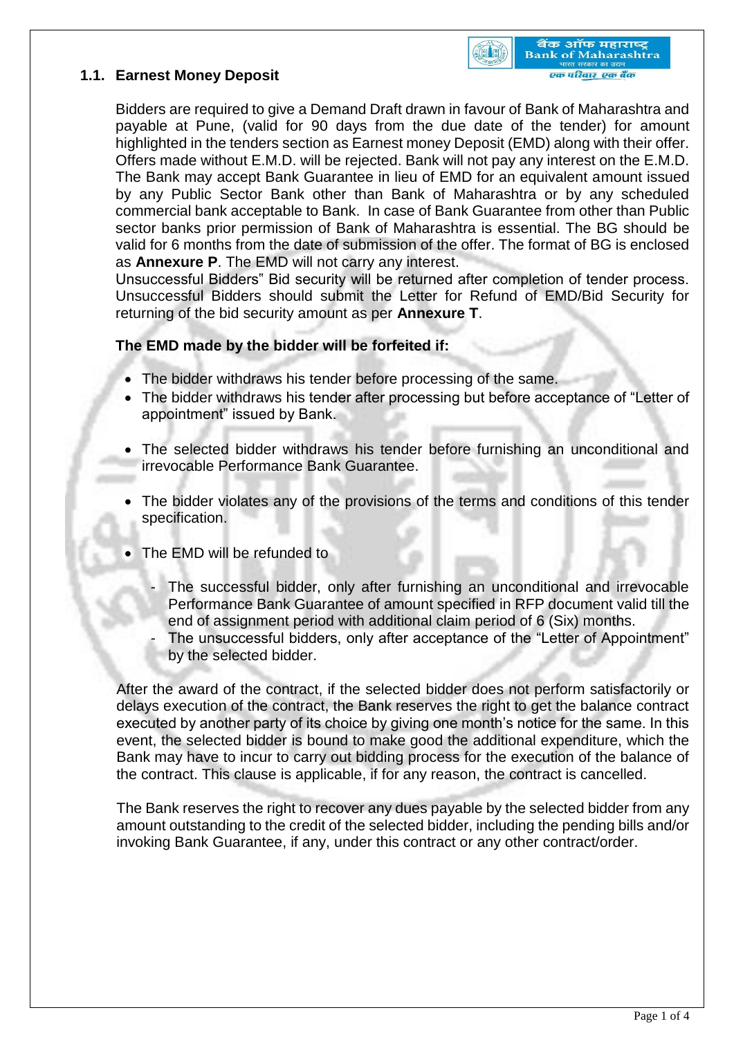## 1.1. Earnest Money Deposit

Bidders are required to give a Demand Draft drawn in favour of Bank of Maharashtra and payable at Pune, (valid for 90 days from the due date of the tender) for amount highlighted in the tenders section as Earnest money Deposit (EMD) along with their offer. Offers made without E.M.D. will be rejected. Bank will not pay any interest on the E.M.D. The Bank may accept Bank Guarantee in lieu of EMD for an equivalent amount issued by any Public Sector Bank other than Bank of Maharashtra or by any scheduled commercial bank acceptable to Bank. In case of Bank Guarantee from other than Public sector banks prior permission of Bank of Maharashtra is essential. The BG should be valid for 6 months from the date of submission of the offer. The format of BG is enclosed as **Annexure P**. The EMD will not carry any interest.
Unsuccessful Bidders" Bid security will be returned after completion of tender process. Unsuccessful Bidders should submit the Letter for Refund of EMD/Bid Security for returning of the bid security amount as per **Annexure T**.

**The EMD made by the bidder will be forfeited if:**

- The bidder withdraws his tender before processing of the same.
- The bidder withdraws his tender after processing but before acceptance of "Letter of appointment" issued by Bank.
- The selected bidder withdraws his tender before furnishing an unconditional and irrevocable Performance Bank Guarantee.
- The bidder violates any of the provisions of the terms and conditions of this tender specification.
- The EMD will be refunded to
  - The successful bidder, only after furnishing an unconditional and irrevocable Performance Bank Guarantee of amount specified in RFP document valid till the end of assignment period with additional claim period of 6 (Six) months.
  - The unsuccessful bidders, only after acceptance of the "Letter of Appointment" by the selected bidder.

After the award of the contract, if the selected bidder does not perform satisfactorily or delays execution of the contract, the Bank reserves the right to get the balance contract executed by another party of its choice by giving one month's notice for the same. In this event, the selected bidder is bound to make good the additional expenditure, which the Bank may have to incur to carry out bidding process for the execution of the balance of the contract. This clause is applicable, if for any reason, the contract is cancelled.

The Bank reserves the right to recover any dues payable by the selected bidder from any amount outstanding to the credit of the selected bidder, including the pending bills and/or invoking Bank Guarantee, if any, under this contract or any other contract/order.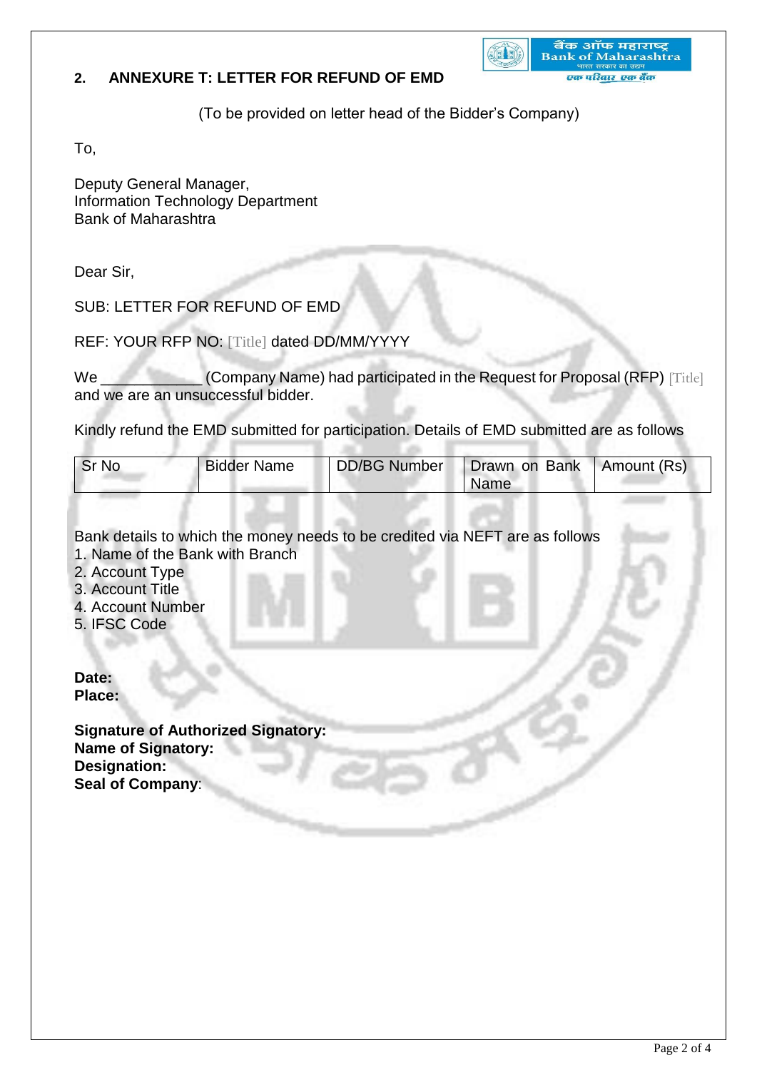## 2. ANNEXURE T: LETTER FOR REFUND OF EMD

(To be provided on letter head of the Bidder's Company)

To,

Deputy General Manager,
Information Technology Department
Bank of Maharashtra

Dear Sir,

SUB: LETTER FOR REFUND OF EMD

REF: YOUR RFP NO: [Title] dated DD/MM/YYYY

We ____________ (Company Name) had participated in the Request for Proposal (RFP) [Title] and we are an unsuccessful bidder.

Kindly refund the EMD submitted for participation. Details of EMD submitted are as follows

| Sr No | Bidder Name | DD/BG Number | Drawn on Bank Name | Amount (Rs) |
|---|---|---|---|---|

Bank details to which the money needs to be credited via NEFT are as follows

1. Name of the Bank with Branch
2. Account Type
3. Account Title
4. Account Number
5. IFSC Code

**Date:**
**Place:**

**Signature of Authorized Signatory:**
**Name of Signatory:**
**Designation:**
**Seal of Company**: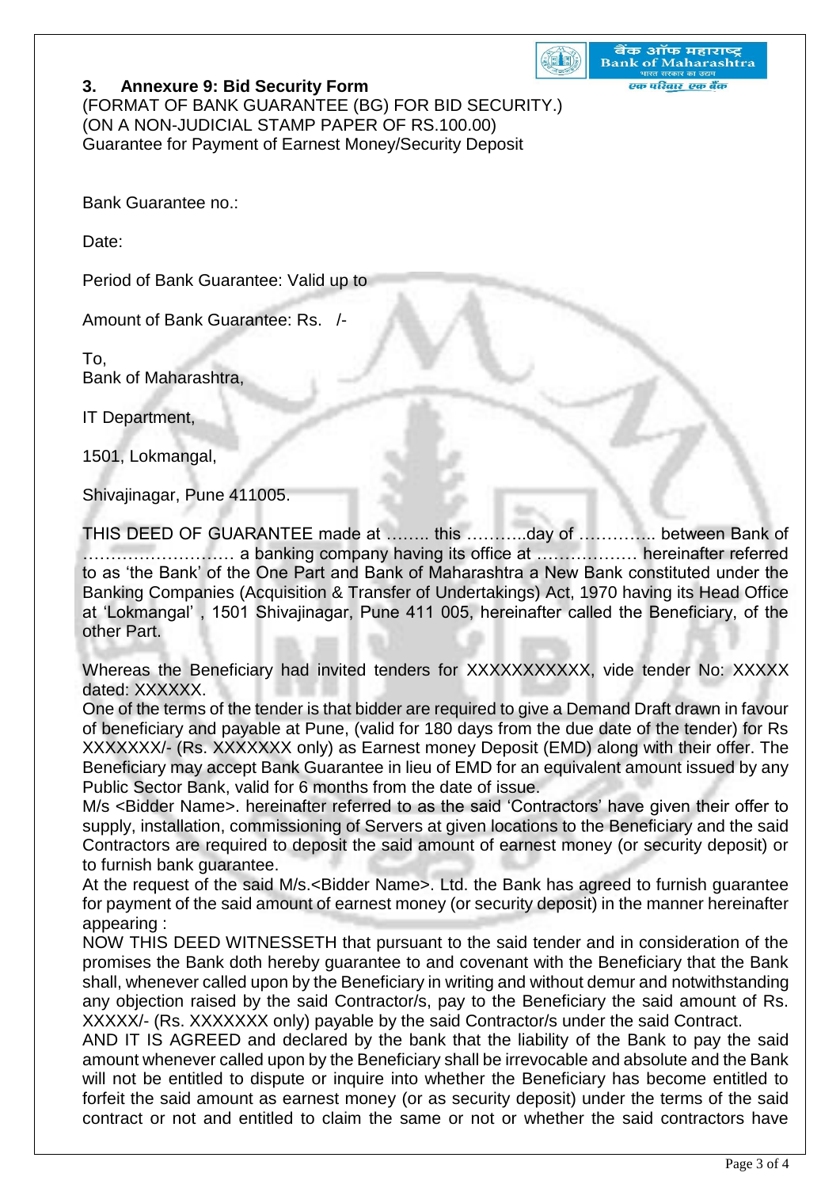### 3. Annexure 9: Bid Security Form

(FORMAT OF BANK GUARANTEE (BG) FOR BID SECURITY.)
(ON A NON-JUDICIAL STAMP PAPER OF RS.100.00)
Guarantee for Payment of Earnest Money/Security Deposit

Bank Guarantee no.:

Date:

Period of Bank Guarantee: Valid up to

Amount of Bank Guarantee: Rs. /-

To,
Bank of Maharashtra,

IT Department,

1501, Lokmangal,

Shivajinagar, Pune 411005.

THIS DEED OF GUARANTEE made at …….. this ………..day of ………….. between Bank of ……………………… a banking company having its office at ……………… hereinafter referred to as 'the Bank' of the One Part and Bank of Maharashtra a New Bank constituted under the Banking Companies (Acquisition & Transfer of Undertakings) Act, 1970 having its Head Office at 'Lokmangal' , 1501 Shivajinagar, Pune 411 005, hereinafter called the Beneficiary, of the other Part.

Whereas the Beneficiary had invited tenders for XXXXXXXXXXX, vide tender No: XXXXX dated: XXXXXX.
One of the terms of the tender is that bidder are required to give a Demand Draft drawn in favour of beneficiary and payable at Pune, (valid for 180 days from the due date of the tender) for Rs XXXXXXX/- (Rs. XXXXXXX only) as Earnest money Deposit (EMD) along with their offer. The Beneficiary may accept Bank Guarantee in lieu of EMD for an equivalent amount issued by any Public Sector Bank, valid for 6 months from the date of issue.
M/s <Bidder Name>. hereinafter referred to as the said 'Contractors' have given their offer to supply, installation, commissioning of Servers at given locations to the Beneficiary and the said Contractors are required to deposit the said amount of earnest money (or security deposit) or to furnish bank guarantee.
At the request of the said M/s.<Bidder Name>. Ltd. the Bank has agreed to furnish guarantee for payment of the said amount of earnest money (or security deposit) in the manner hereinafter appearing :
NOW THIS DEED WITNESSETH that pursuant to the said tender and in consideration of the promises the Bank doth hereby guarantee to and covenant with the Beneficiary that the Bank shall, whenever called upon by the Beneficiary in writing and without demur and notwithstanding any objection raised by the said Contractor/s, pay to the Beneficiary the said amount of Rs. XXXXX/- (Rs. XXXXXXX only) payable by the said Contractor/s under the said Contract.
AND IT IS AGREED and declared by the bank that the liability of the Bank to pay the said amount whenever called upon by the Beneficiary shall be irrevocable and absolute and the Bank will not be entitled to dispute or inquire into whether the Beneficiary has become entitled to forfeit the said amount as earnest money (or as security deposit) under the terms of the said contract or not and entitled to claim the same or not or whether the said contractors have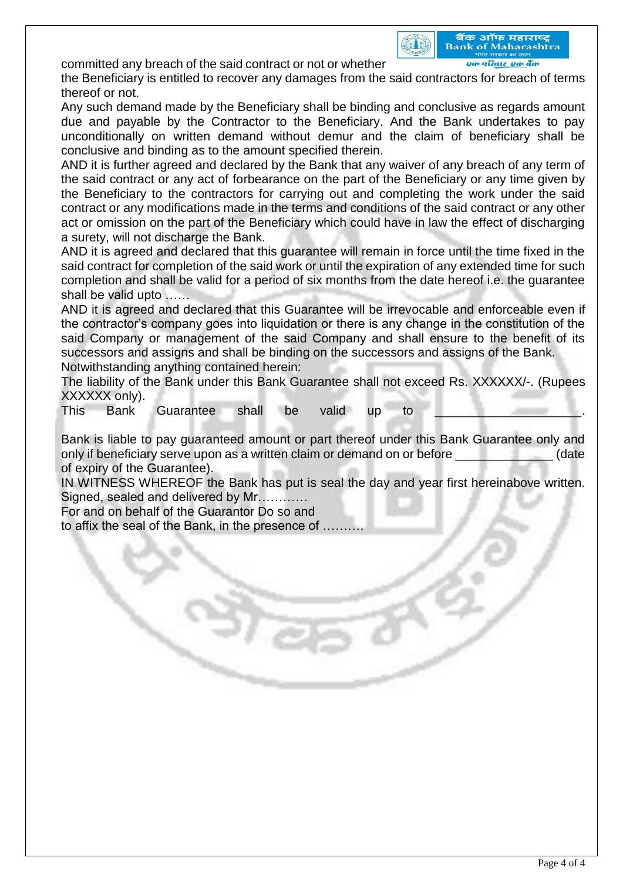committed any breach of the said contract or not or whether the Beneficiary is entitled to recover any damages from the said contractors for breach of terms thereof or not.

Any such demand made by the Beneficiary shall be binding and conclusive as regards amount due and payable by the Contractor to the Beneficiary. And the Bank undertakes to pay unconditionally on written demand without demur and the claim of beneficiary shall be conclusive and binding as to the amount specified therein.

AND it is further agreed and declared by the Bank that any waiver of any breach of any term of the said contract or any act of forbearance on the part of the Beneficiary or any time given by the Beneficiary to the contractors for carrying out and completing the work under the said contract or any modifications made in the terms and conditions of the said contract or any other act or omission on the part of the Beneficiary which could have in law the effect of discharging a surety, will not discharge the Bank.

AND it is agreed and declared that this guarantee will remain in force until the time fixed in the said contract for completion of the said work or until the expiration of any extended time for such completion and shall be valid for a period of six months from the date hereof i.e. the guarantee shall be valid upto ……

AND it is agreed and declared that this Guarantee will be irrevocable and enforceable even if the contractor's company goes into liquidation or there is any change in the constitution of the said Company or management of the said Company and shall ensure to the benefit of its successors and assigns and shall be binding on the successors and assigns of the Bank.

Notwithstanding anything contained herein:

The liability of the Bank under this Bank Guarantee shall not exceed Rs. XXXXXX/-. (Rupees XXXXXX only).

This Bank Guarantee shall be valid up to ____________________.

Bank is liable to pay guaranteed amount or part thereof under this Bank Guarantee only and only if beneficiary serve upon as a written claim or demand on or before _____________ (date of expiry of the Guarantee).

IN WITNESS WHEREOF the Bank has put is seal the day and year first hereinabove written.

Signed, sealed and delivered by Mr…………

For and on behalf of the Guarantor Do so and to affix the seal of the Bank, in the presence of ……….